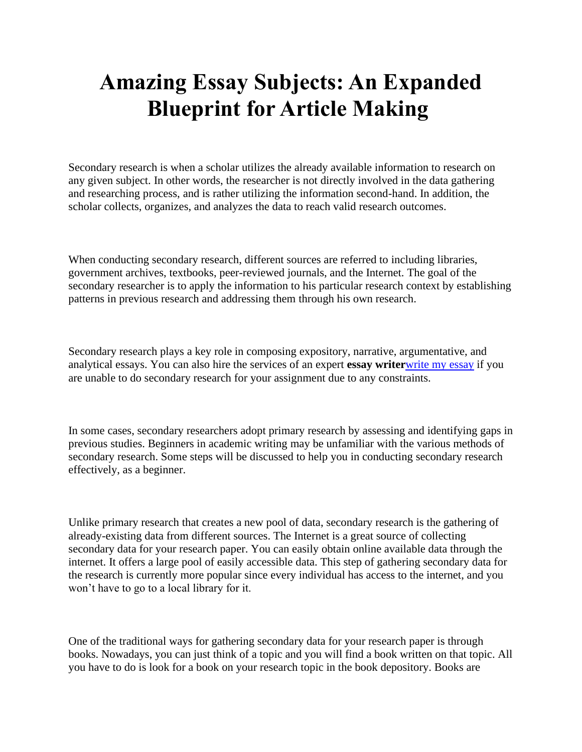# Amazing Essay Subjects: An Expanded Blueprint for Article Making

Secondary research is when a scholar utilizes the already available information to research on any given subject. In other words, the researcher is not directly involved in the data gathering and researching process, and is rather utilizing the information second-hand. In addition, the scholar collects, organizes, and analyzes the data to reach valid research outcomes.

When conducting secondary research, different sources are referred to including libraries, government archives, textbooks, peer-reviewed journals, and the Internet. The goal of the secondary researcher is to apply the information to his particular research context by establishing patterns in previous research and addressing them through his own research.

Secondary research plays a key role in composing expository, narrative, argumentative, and analytical essays. You can also hire the services of an expert **essay writer**[write my essay] if you are unable to do secondary research for your assignment due to any constraints.

In some cases, secondary researchers adopt primary research by assessing and identifying gaps in previous studies. Beginners in academic writing may be unfamiliar with the various methods of secondary research. Some steps will be discussed to help you in conducting secondary research effectively, as a beginner.

Unlike primary research that creates a new pool of data, secondary research is the gathering of already-existing data from different sources. The Internet is a great source of collecting secondary data for your research paper. You can easily obtain online available data through the internet. It offers a large pool of easily accessible data. This step of gathering secondary data for the research is currently more popular since every individual has access to the internet, and you won't have to go to a local library for it.

One of the traditional ways for gathering secondary data for your research paper is through books. Nowadays, you can just think of a topic and you will find a book written on that topic. All you have to do is look for a book on your research topic in the book depository. Books are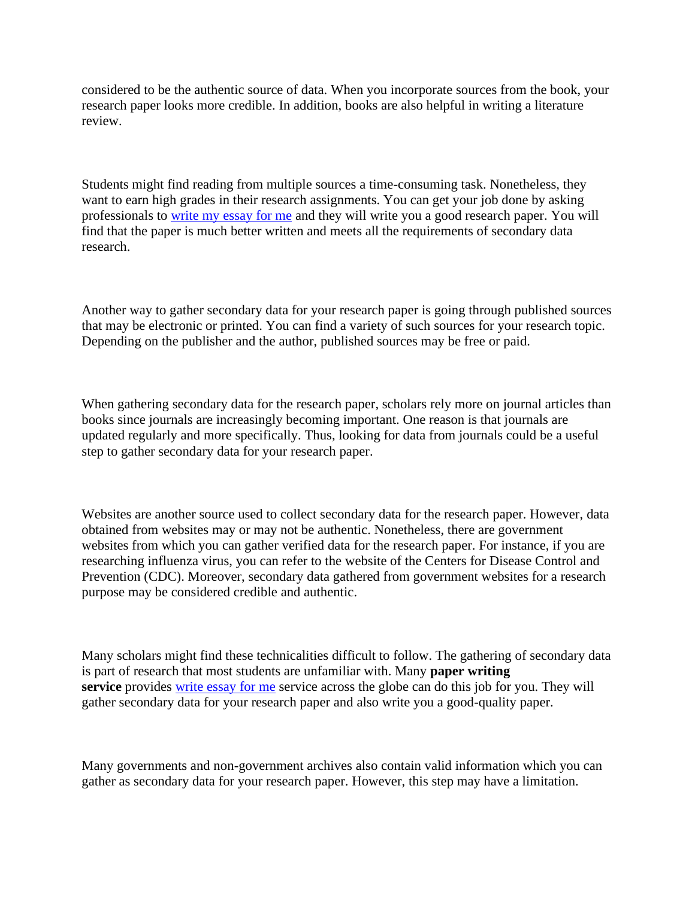considered to be the authentic source of data. When you incorporate sources from the book, your research paper looks more credible. In addition, books are also helpful in writing a literature review.

Students might find reading from multiple sources a time-consuming task. Nonetheless, they want to earn high grades in their research assignments. You can get your job done by asking professionals to write my essay for me and they will write you a good research paper. You will find that the paper is much better written and meets all the requirements of secondary data research.

Another way to gather secondary data for your research paper is going through published sources that may be electronic or printed. You can find a variety of such sources for your research topic. Depending on the publisher and the author, published sources may be free or paid.

When gathering secondary data for the research paper, scholars rely more on journal articles than books since journals are increasingly becoming important. One reason is that journals are updated regularly and more specifically. Thus, looking for data from journals could be a useful step to gather secondary data for your research paper.

Websites are another source used to collect secondary data for the research paper. However, data obtained from websites may or may not be authentic. Nonetheless, there are government websites from which you can gather verified data for the research paper. For instance, if you are researching influenza virus, you can refer to the website of the Centers for Disease Control and Prevention (CDC). Moreover, secondary data gathered from government websites for a research purpose may be considered credible and authentic.

Many scholars might find these technicalities difficult to follow. The gathering of secondary data is part of research that most students are unfamiliar with. Many **paper writing service** provides write essay for me service across the globe can do this job for you. They will gather secondary data for your research paper and also write you a good-quality paper.

Many governments and non-government archives also contain valid information which you can gather as secondary data for your research paper. However, this step may have a limitation.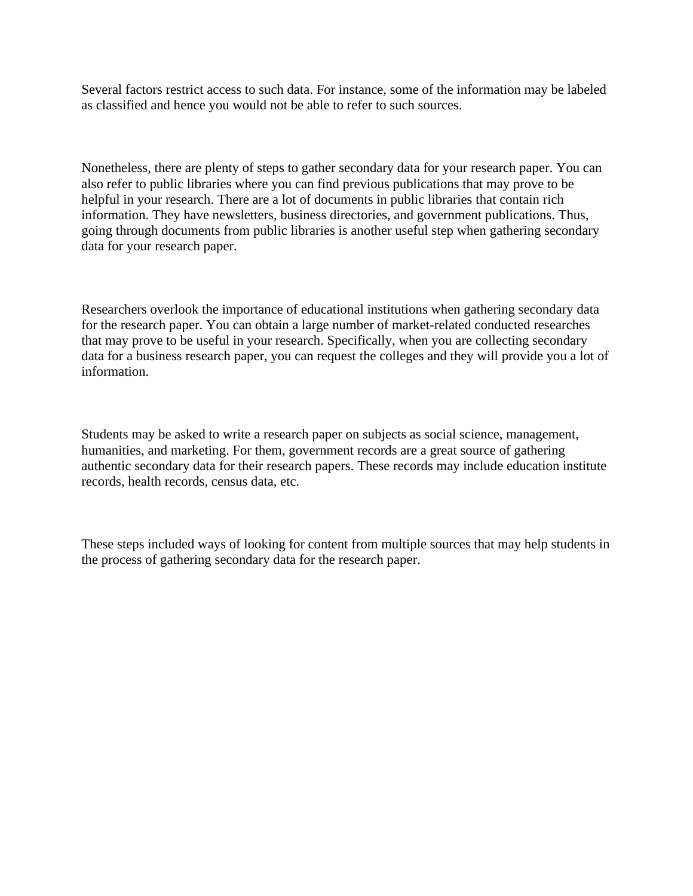Several factors restrict access to such data. For instance, some of the information may be labeled as classified and hence you would not be able to refer to such sources.

Nonetheless, there are plenty of steps to gather secondary data for your research paper. You can also refer to public libraries where you can find previous publications that may prove to be helpful in your research. There are a lot of documents in public libraries that contain rich information. They have newsletters, business directories, and government publications. Thus, going through documents from public libraries is another useful step when gathering secondary data for your research paper.

Researchers overlook the importance of educational institutions when gathering secondary data for the research paper. You can obtain a large number of market-related conducted researches that may prove to be useful in your research. Specifically, when you are collecting secondary data for a business research paper, you can request the colleges and they will provide you a lot of information.

Students may be asked to write a research paper on subjects as social science, management, humanities, and marketing. For them, government records are a great source of gathering authentic secondary data for their research papers. These records may include education institute records, health records, census data, etc.

These steps included ways of looking for content from multiple sources that may help students in the process of gathering secondary data for the research paper.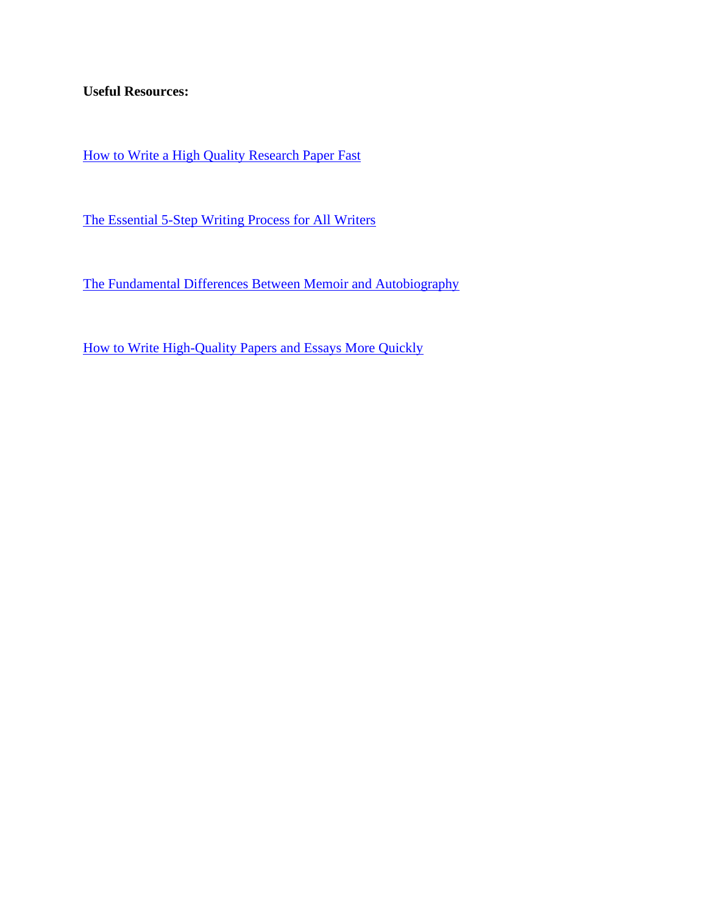**Useful Resources:**

How to Write a High Quality Research Paper Fast

The Essential 5-Step Writing Process for All Writers

The Fundamental Differences Between Memoir and Autobiography

How to Write High-Quality Papers and Essays More Quickly